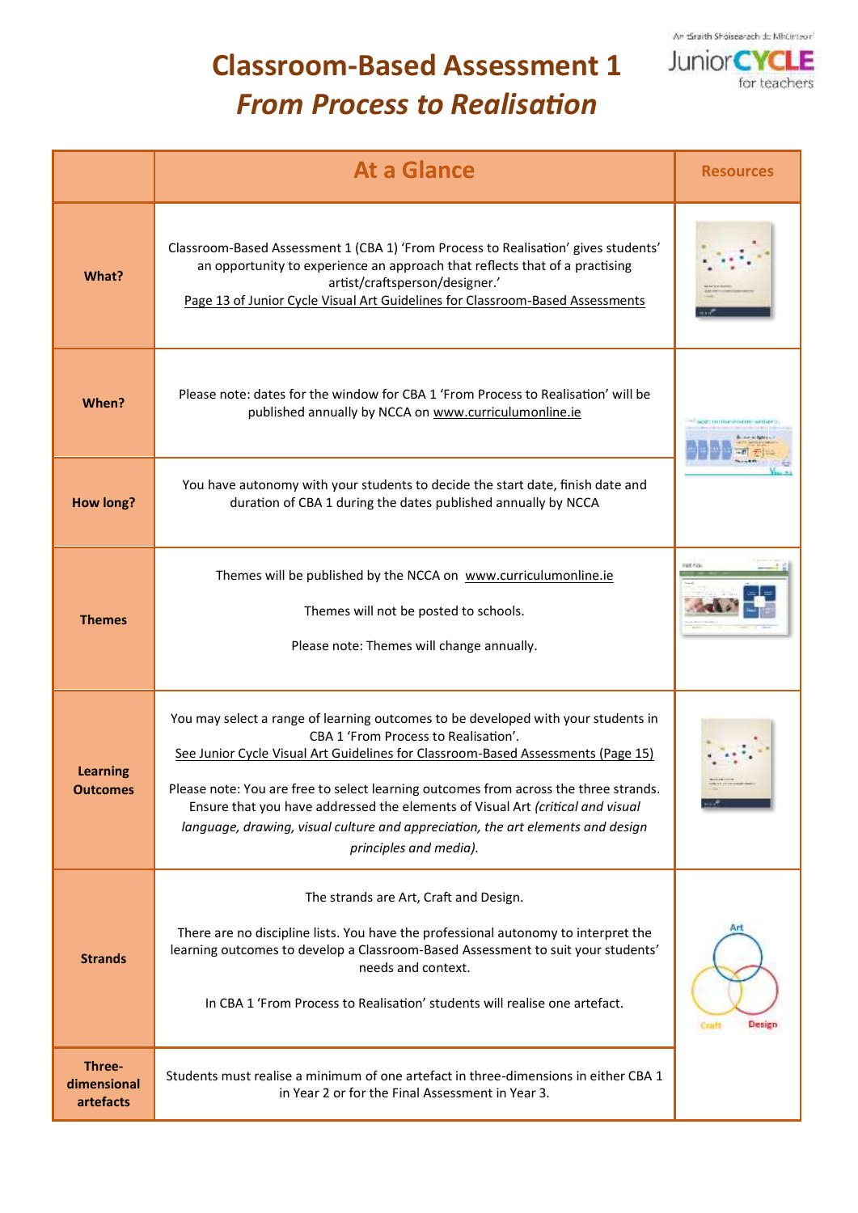# Classroom-Based Assessment 1
## *From Process to Realisation*

| | At a Glance | Resources |
|---|---|---|
| **What?** | Classroom-Based Assessment 1 (CBA 1) 'From Process to Realisation' gives students' an opportunity to experience an approach that reflects that of a practising artist/craftsperson/designer.' Page 13 of Junior Cycle Visual Art Guidelines for Classroom-Based Assessments | |
| **When?** | Please note: dates for the window for CBA 1 'From Process to Realisation' will be published annually by NCCA on www.curriculumonline.ie | |
| **How long?** | You have autonomy with your students to decide the start date, finish date and duration of CBA 1 during the dates published annually by NCCA | |
| **Themes** | Themes will be published by the NCCA on www.curriculumonline.ie<br><br>Themes will not be posted to schools.<br><br>Please note: Themes will change annually. | |
| **Learning Outcomes** | You may select a range of learning outcomes to be developed with your students in CBA 1 'From Process to Realisation'. See Junior Cycle Visual Art Guidelines for Classroom-Based Assessments (Page 15)<br><br>Please note: You are free to select learning outcomes from across the three strands. Ensure that you have addressed the elements of Visual Art *(critical and visual language, drawing, visual culture and appreciation, the art elements and design principles and media).* | |
| **Strands** | The strands are Art, Craft and Design.<br><br>There are no discipline lists. You have the professional autonomy to interpret the learning outcomes to develop a Classroom-Based Assessment to suit your students' needs and context.<br><br>In CBA 1 'From Process to Realisation' students will realise one artefact. | Art<br>Craft<br>Design |
| **Three-dimensional artefacts** | Students must realise a minimum of one artefact in three-dimensions in either CBA 1 in Year 2 or for the Final Assessment in Year 3. | |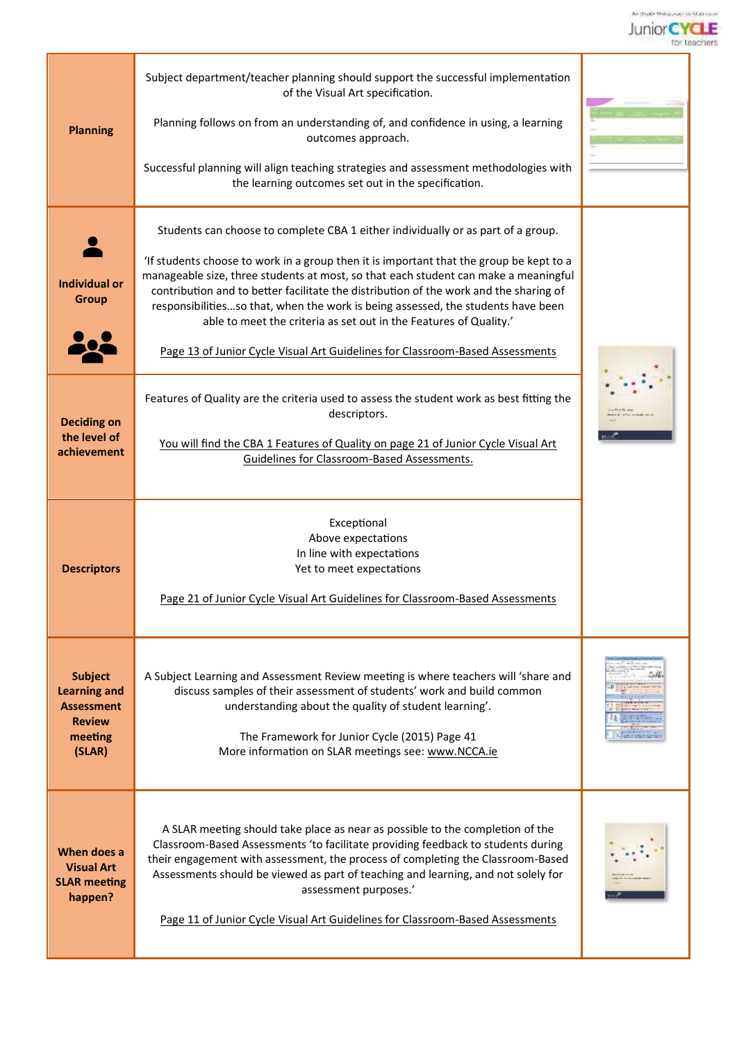| | | |
|---|---|---|
| **Planning** | Subject department/teacher planning should support the successful implementation of the Visual Art specification.<br><br>Planning follows on from an understanding of, and confidence in using, a learning outcomes approach.<br><br>Successful planning will align teaching strategies and assessment methodologies with the learning outcomes set out in the specification. | |
| **Individual or Group** | Students can choose to complete CBA 1 either individually or as part of a group.<br><br>'If students choose to work in a group then it is important that the group be kept to a manageable size, three students at most, so that each student can make a meaningful contribution and to better facilitate the distribution of the work and the sharing of responsibilities…so that, when the work is being assessed, the students have been able to meet the criteria as set out in the Features of Quality.'<br><br>Page 13 of Junior Cycle Visual Art Guidelines for Classroom-Based Assessments | |
| **Deciding on the level of achievement** | Features of Quality are the criteria used to assess the student work as best fitting the descriptors.<br><br>You will find the CBA 1 Features of Quality on page 21 of Junior Cycle Visual Art Guidelines for Classroom-Based Assessments. | |
| **Descriptors** | Exceptional<br>Above expectations<br>In line with expectations<br>Yet to meet expectations<br><br>Page 21 of Junior Cycle Visual Art Guidelines for Classroom-Based Assessments | |
| **Subject Learning and Assessment Review meeting (SLAR)** | A Subject Learning and Assessment Review meeting is where teachers will 'share and discuss samples of their assessment of students' work and build common understanding about the quality of student learning'.<br><br>The Framework for Junior Cycle (2015) Page 41<br>More information on SLAR meetings see: www.NCCA.ie | |
| **When does a Visual Art SLAR meeting happen?** | A SLAR meeting should take place as near as possible to the completion of the Classroom-Based Assessments 'to facilitate providing feedback to students during their engagement with assessment, the process of completing the Classroom-Based Assessments should be viewed as part of teaching and learning, and not solely for assessment purposes.'<br><br>Page 11 of Junior Cycle Visual Art Guidelines for Classroom-Based Assessments | |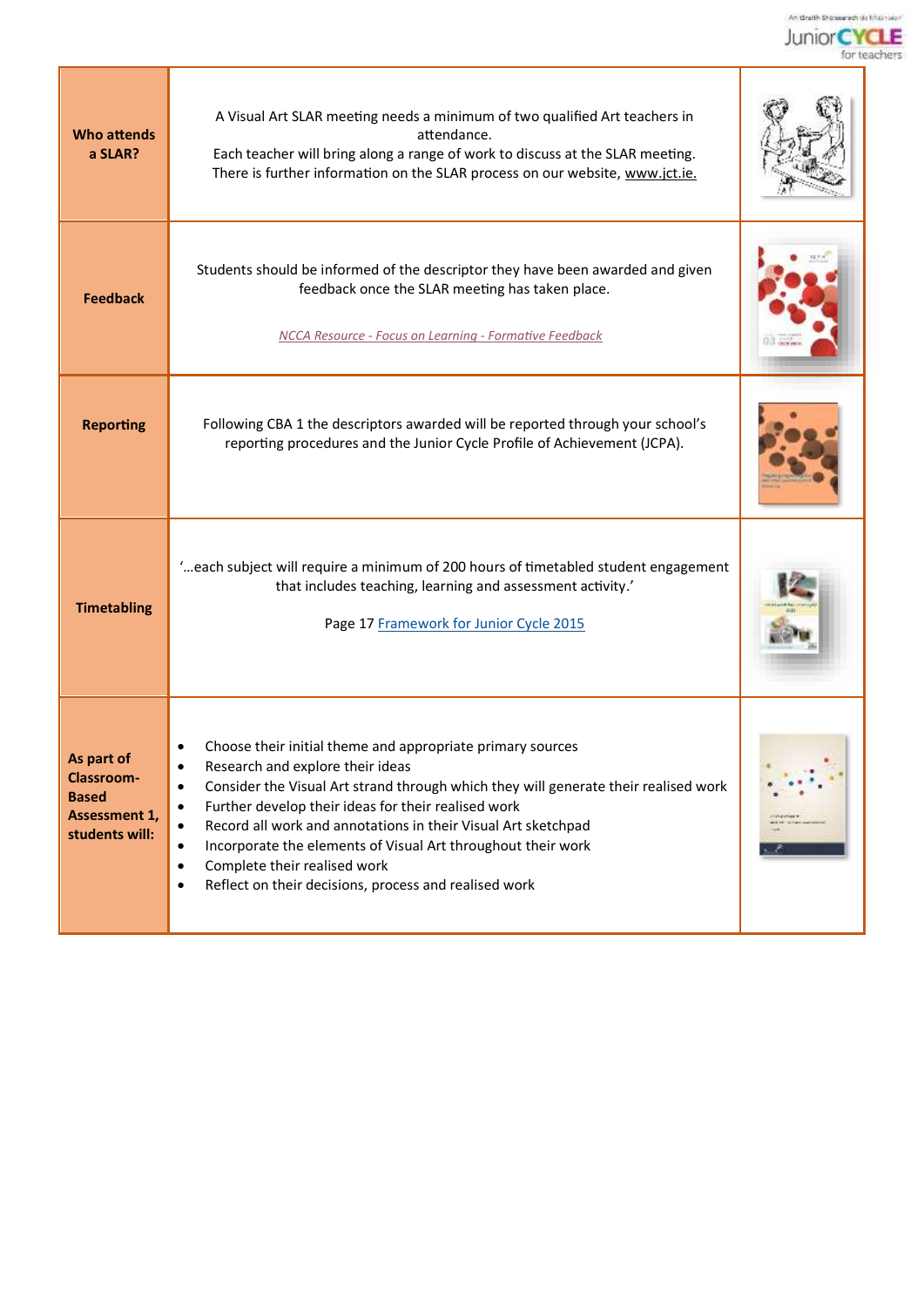| | | |
|---|---|---|
| **Who attends a SLAR?** | A Visual Art SLAR meeting needs a minimum of two qualified Art teachers in attendance.<br>Each teacher will bring along a range of work to discuss at the SLAR meeting.<br>There is further information on the SLAR process on our website, www.jct.ie. | |
| **Feedback** | Students should be informed of the descriptor they have been awarded and given feedback once the SLAR meeting has taken place.<br><br>*NCCA Resource - Focus on Learning - Formative Feedback* | |
| **Reporting** | Following CBA 1 the descriptors awarded will be reported through your school's reporting procedures and the Junior Cycle Profile of Achievement (JCPA). | |
| **Timetabling** | '…each subject will require a minimum of 200 hours of timetabled student engagement that includes teaching, learning and assessment activity.'<br><br>Page 17 Framework for Junior Cycle 2015 | |
| **As part of Classroom-Based Assessment 1, students will:** | • Choose their initial theme and appropriate primary sources<br>• Research and explore their ideas<br>• Consider the Visual Art strand through which they will generate their realised work<br>• Further develop their ideas for their realised work<br>• Record all work and annotations in their Visual Art sketchpad<br>• Incorporate the elements of Visual Art throughout their work<br>• Complete their realised work<br>• Reflect on their decisions, process and realised work | |